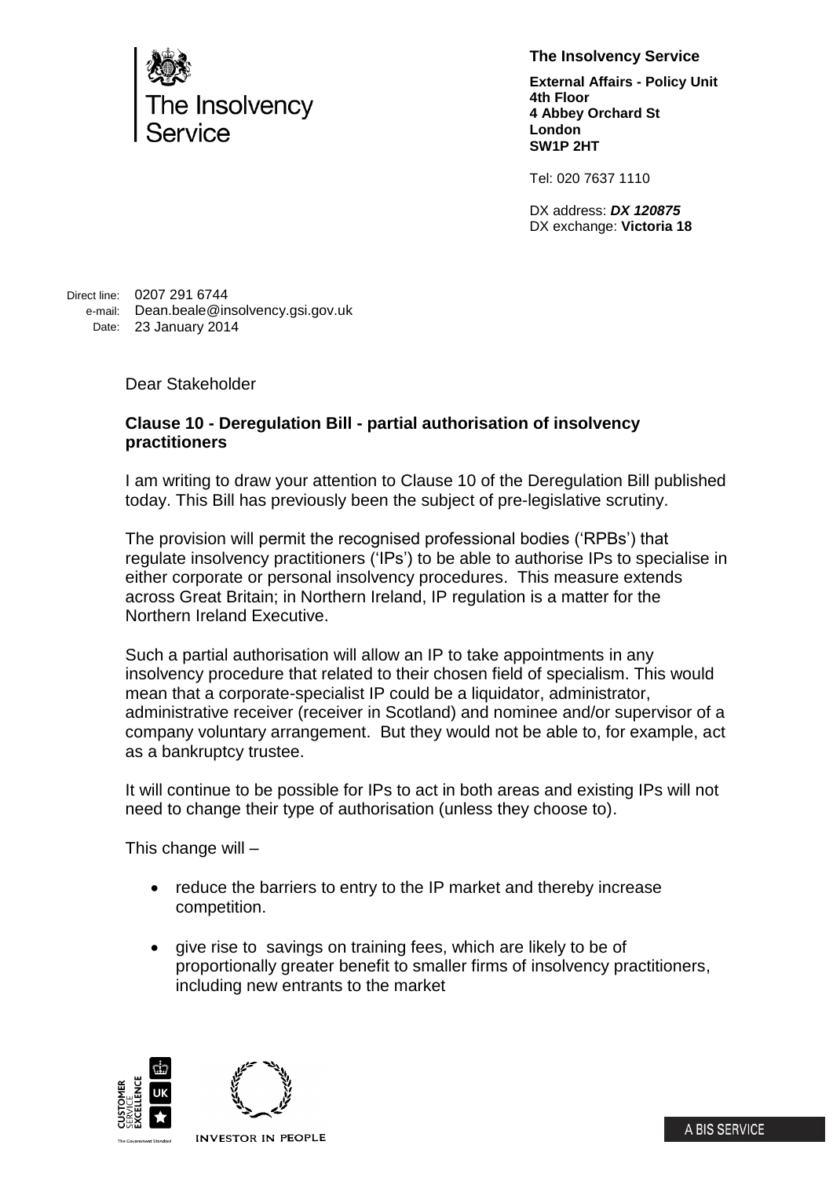The Insolvency Service

**The Insolvency Service**

**External Affairs - Policy Unit**
**4th Floor**
**4 Abbey Orchard St**
**London**
**SW1P 2HT**

Tel: 020 7637 1110

DX address: ***DX 120875***
DX exchange: **Victoria 18**

Direct line: 0207 291 6744
e-mail: Dean.beale@insolvency.gsi.gov.uk
Date: 23 January 2014

Dear Stakeholder

**Clause 10 - Deregulation Bill - partial authorisation of insolvency practitioners**

I am writing to draw your attention to Clause 10 of the Deregulation Bill published today. This Bill has previously been the subject of pre-legislative scrutiny.

The provision will permit the recognised professional bodies ('RPBs') that regulate insolvency practitioners ('IPs') to be able to authorise IPs to specialise in either corporate or personal insolvency procedures. This measure extends across Great Britain; in Northern Ireland, IP regulation is a matter for the Northern Ireland Executive.

Such a partial authorisation will allow an IP to take appointments in any insolvency procedure that related to their chosen field of specialism. This would mean that a corporate-specialist IP could be a liquidator, administrator, administrative receiver (receiver in Scotland) and nominee and/or supervisor of a company voluntary arrangement. But they would not be able to, for example, act as a bankruptcy trustee.

It will continue to be possible for IPs to act in both areas and existing IPs will not need to change their type of authorisation (unless they choose to).

This change will –

- reduce the barriers to entry to the IP market and thereby increase competition.
- give rise to savings on training fees, which are likely to be of proportionally greater benefit to smaller firms of insolvency practitioners, including new entrants to the market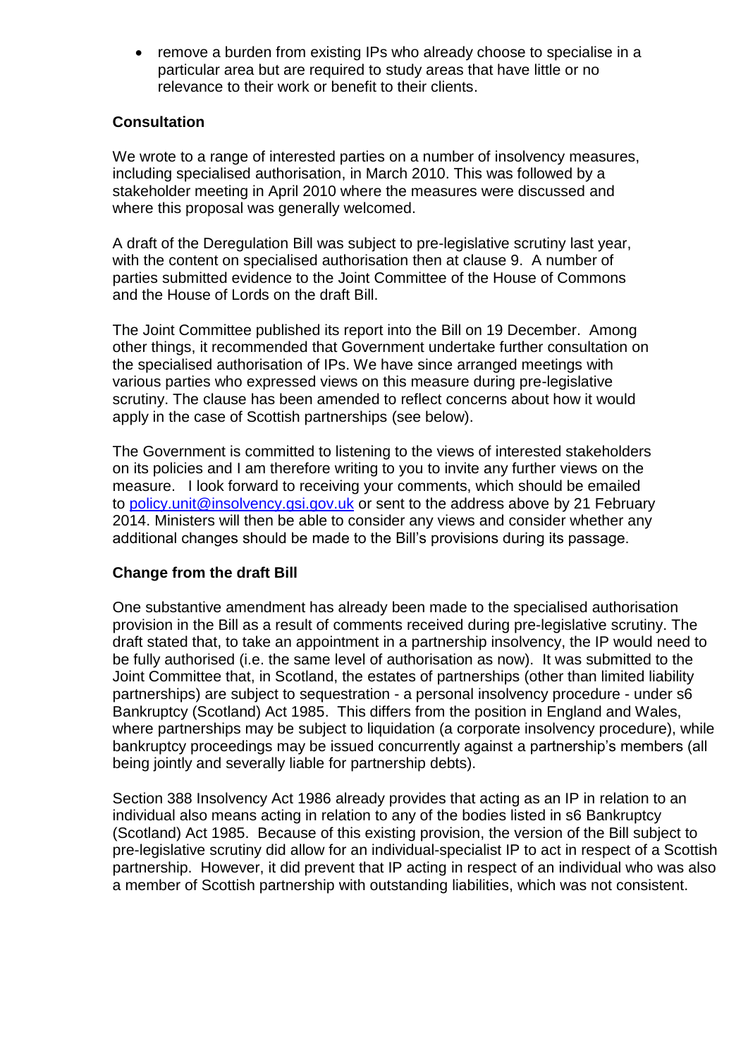- remove a burden from existing IPs who already choose to specialise in a particular area but are required to study areas that have little or no relevance to their work or benefit to their clients.

**Consultation**

We wrote to a range of interested parties on a number of insolvency measures, including specialised authorisation, in March 2010. This was followed by a stakeholder meeting in April 2010 where the measures were discussed and where this proposal was generally welcomed.

A draft of the Deregulation Bill was subject to pre-legislative scrutiny last year, with the content on specialised authorisation then at clause 9. A number of parties submitted evidence to the Joint Committee of the House of Commons and the House of Lords on the draft Bill.

The Joint Committee published its report into the Bill on 19 December. Among other things, it recommended that Government undertake further consultation on the specialised authorisation of IPs. We have since arranged meetings with various parties who expressed views on this measure during pre-legislative scrutiny. The clause has been amended to reflect concerns about how it would apply in the case of Scottish partnerships (see below).

The Government is committed to listening to the views of interested stakeholders on its policies and I am therefore writing to you to invite any further views on the measure. I look forward to receiving your comments, which should be emailed to policy.unit@insolvency.gsi.gov.uk or sent to the address above by 21 February 2014. Ministers will then be able to consider any views and consider whether any additional changes should be made to the Bill's provisions during its passage.

**Change from the draft Bill**

One substantive amendment has already been made to the specialised authorisation provision in the Bill as a result of comments received during pre-legislative scrutiny. The draft stated that, to take an appointment in a partnership insolvency, the IP would need to be fully authorised (i.e. the same level of authorisation as now). It was submitted to the Joint Committee that, in Scotland, the estates of partnerships (other than limited liability partnerships) are subject to sequestration - a personal insolvency procedure - under s6 Bankruptcy (Scotland) Act 1985. This differs from the position in England and Wales, where partnerships may be subject to liquidation (a corporate insolvency procedure), while bankruptcy proceedings may be issued concurrently against a partnership's members (all being jointly and severally liable for partnership debts).

Section 388 Insolvency Act 1986 already provides that acting as an IP in relation to an individual also means acting in relation to any of the bodies listed in s6 Bankruptcy (Scotland) Act 1985. Because of this existing provision, the version of the Bill subject to pre-legislative scrutiny did allow for an individual-specialist IP to act in respect of a Scottish partnership. However, it did prevent that IP acting in respect of an individual who was also a member of Scottish partnership with outstanding liabilities, which was not consistent.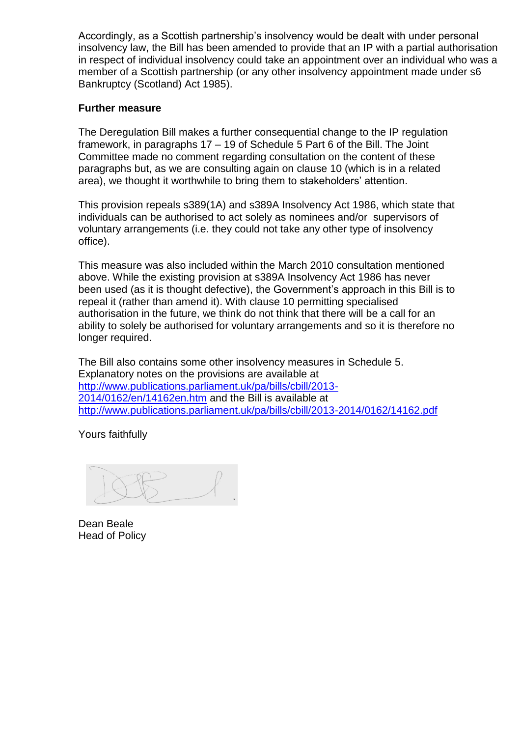Accordingly, as a Scottish partnership's insolvency would be dealt with under personal insolvency law, the Bill has been amended to provide that an IP with a partial authorisation in respect of individual insolvency could take an appointment over an individual who was a member of a Scottish partnership (or any other insolvency appointment made under s6 Bankruptcy (Scotland) Act 1985).

**Further measure**

The Deregulation Bill makes a further consequential change to the IP regulation framework, in paragraphs 17 – 19 of Schedule 5 Part 6 of the Bill. The Joint Committee made no comment regarding consultation on the content of these paragraphs but, as we are consulting again on clause 10 (which is in a related area), we thought it worthwhile to bring them to stakeholders' attention.

This provision repeals s389(1A) and s389A Insolvency Act 1986, which state that individuals can be authorised to act solely as nominees and/or supervisors of voluntary arrangements (i.e. they could not take any other type of insolvency office).

This measure was also included within the March 2010 consultation mentioned above. While the existing provision at s389A Insolvency Act 1986 has never been used (as it is thought defective), the Government's approach in this Bill is to repeal it (rather than amend it). With clause 10 permitting specialised authorisation in the future, we think do not think that there will be a call for an ability to solely be authorised for voluntary arrangements and so it is therefore no longer required.

The Bill also contains some other insolvency measures in Schedule 5. Explanatory notes on the provisions are available at http://www.publications.parliament.uk/pa/bills/cbill/2013-2014/0162/en/14162en.htm and the Bill is available at http://www.publications.parliament.uk/pa/bills/cbill/2013-2014/0162/14162.pdf

Yours faithfully

Dean Beale
Head of Policy